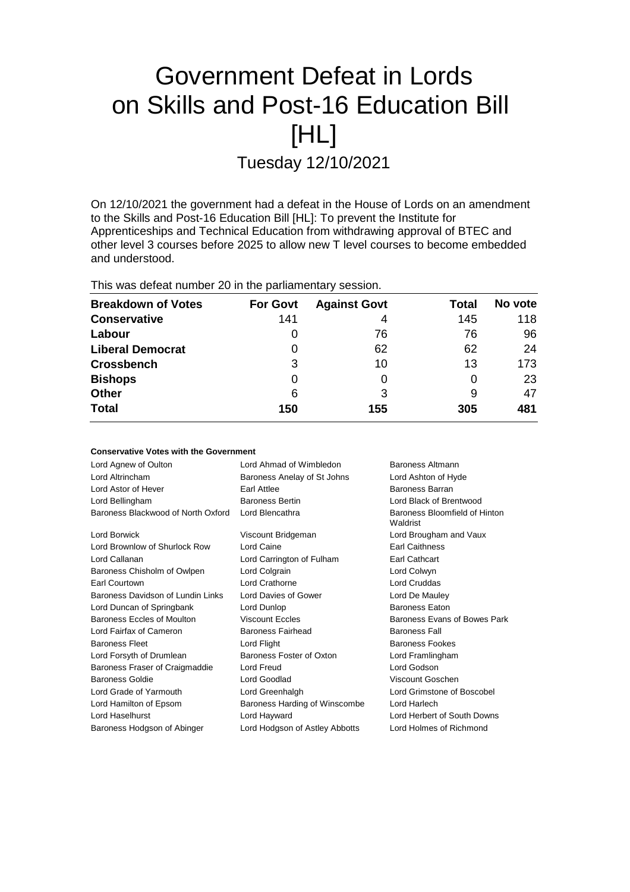# Government Defeat in Lords on Skills and Post-16 Education Bill [HL]

Tuesday 12/10/2021

On 12/10/2021 the government had a defeat in the House of Lords on an amendment to the Skills and Post-16 Education Bill [HL]: To prevent the Institute for Apprenticeships and Technical Education from withdrawing approval of BTEC and other level 3 courses before 2025 to allow new T level courses to become embedded and understood.

This was defeat number 20 in the parliamentary session.

| Breakdown of Votes | For Govt | Against Govt | Total | No vote |
|---|---|---|---|---|
| **Conservative** | 141 | 4 | 145 | 118 |
| **Labour** | 0 | 76 | 76 | 96 |
| **Liberal Democrat** | 0 | 62 | 62 | 24 |
| **Crossbench** | 3 | 10 | 13 | 173 |
| **Bishops** | 0 | 0 | 0 | 23 |
| **Other** | 6 | 3 | 9 | 47 |
| **Total** | **150** | **155** | **305** | **481** |

**Conservative Votes with the Government**

| | | |
|---|---|---|
| Lord Agnew of Oulton | Lord Ahmad of Wimbledon | Baroness Altmann |
| Lord Altrincham | Baroness Anelay of St Johns | Lord Ashton of Hyde |
| Lord Astor of Hever | Earl Attlee | Baroness Barran |
| Lord Bellingham | Baroness Bertin | Lord Black of Brentwood |
| Baroness Blackwood of North Oxford | Lord Blencathra | Baroness Bloomfield of Hinton Waldrist |
| Lord Borwick | Viscount Bridgeman | Lord Brougham and Vaux |
| Lord Brownlow of Shurlock Row | Lord Caine | Earl Caithness |
| Lord Callanan | Lord Carrington of Fulham | Earl Cathcart |
| Baroness Chisholm of Owlpen | Lord Colgrain | Lord Colwyn |
| Earl Courtown | Lord Crathorne | Lord Cruddas |
| Baroness Davidson of Lundin Links | Lord Davies of Gower | Lord De Mauley |
| Lord Duncan of Springbank | Lord Dunlop | Baroness Eaton |
| Baroness Eccles of Moulton | Viscount Eccles | Baroness Evans of Bowes Park |
| Lord Fairfax of Cameron | Baroness Fairhead | Baroness Fall |
| Baroness Fleet | Lord Flight | Baroness Fookes |
| Lord Forsyth of Drumlean | Baroness Foster of Oxton | Lord Framlingham |
| Baroness Fraser of Craigmaddie | Lord Freud | Lord Godson |
| Baroness Goldie | Lord Goodlad | Viscount Goschen |
| Lord Grade of Yarmouth | Lord Greenhalgh | Lord Grimstone of Boscobel |
| Lord Hamilton of Epsom | Baroness Harding of Winscombe | Lord Harlech |
| Lord Haselhurst | Lord Hayward | Lord Herbert of South Downs |
| Baroness Hodgson of Abinger | Lord Hodgson of Astley Abbotts | Lord Holmes of Richmond |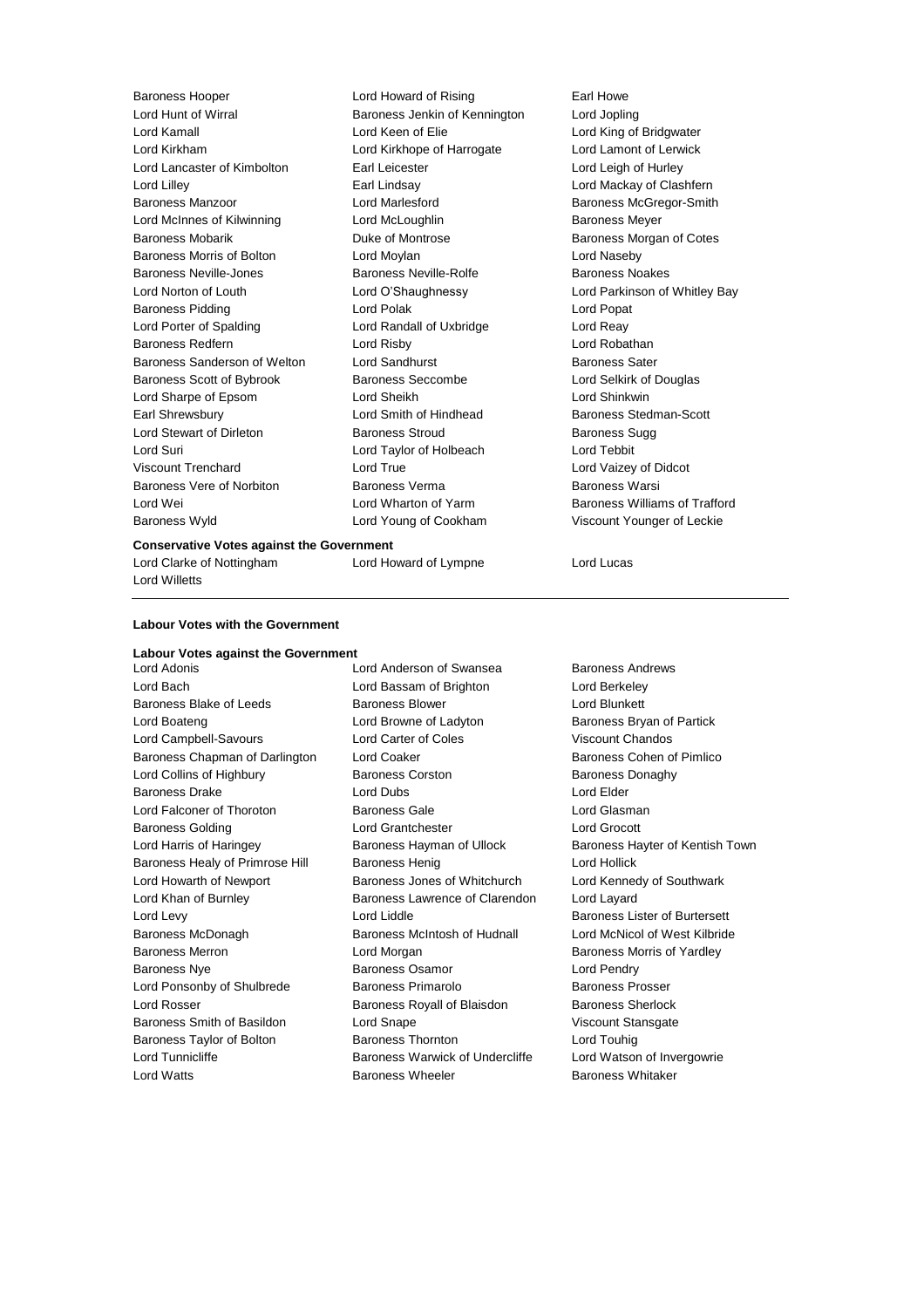Baroness Hooper | Lord Howard of Rising | Earl Howe
Lord Hunt of Wirral | Baroness Jenkin of Kennington | Lord Jopling
Lord Kamall | Lord Keen of Elie | Lord King of Bridgwater
Lord Kirkham | Lord Kirkhope of Harrogate | Lord Lamont of Lerwick
Lord Lancaster of Kimbolton | Earl Leicester | Lord Leigh of Hurley
Lord Lilley | Earl Lindsay | Lord Mackay of Clashfern
Baroness Manzoor | Lord Marlesford | Baroness McGregor-Smith
Lord McInnes of Kilwinning | Lord McLoughlin | Baroness Meyer
Baroness Mobarik | Duke of Montrose | Baroness Morgan of Cotes
Baroness Morris of Bolton | Lord Moylan | Lord Naseby
Baroness Neville-Jones | Baroness Neville-Rolfe | Baroness Noakes
Lord Norton of Louth | Lord O'Shaughnessy | Lord Parkinson of Whitley Bay
Baroness Pidding | Lord Polak | Lord Popat
Lord Porter of Spalding | Lord Randall of Uxbridge | Lord Reay
Baroness Redfern | Lord Risby | Lord Robathan
Baroness Sanderson of Welton | Lord Sandhurst | Baroness Sater
Baroness Scott of Bybrook | Baroness Seccombe | Lord Selkirk of Douglas
Lord Sharpe of Epsom | Lord Sheikh | Lord Shinkwin
Earl Shrewsbury | Lord Smith of Hindhead | Baroness Stedman-Scott
Lord Stewart of Dirleton | Baroness Stroud | Baroness Sugg
Lord Suri | Lord Taylor of Holbeach | Lord Tebbit
Viscount Trenchard | Lord True | Lord Vaizey of Didcot
Baroness Vere of Norbiton | Baroness Verma | Baroness Warsi
Lord Wei | Lord Wharton of Yarm | Baroness Williams of Trafford
Baroness Wyld | Lord Young of Cookham | Viscount Younger of Leckie

**Conservative Votes against the Government**

Lord Clarke of Nottingham | Lord Howard of Lympne | Lord Lucas
Lord Willetts

**Labour Votes with the Government**

**Labour Votes against the Government**

Lord Adonis | Lord Anderson of Swansea | Baroness Andrews
Lord Bach | Lord Bassam of Brighton | Lord Berkeley
Baroness Blake of Leeds | Baroness Blower | Lord Blunkett
Lord Boateng | Lord Browne of Ladyton | Baroness Bryan of Partick
Lord Campbell-Savours | Lord Carter of Coles | Viscount Chandos
Baroness Chapman of Darlington | Lord Coaker | Baroness Cohen of Pimlico
Lord Collins of Highbury | Baroness Corston | Baroness Donaghy
Baroness Drake | Lord Dubs | Lord Elder
Lord Falconer of Thoroton | Baroness Gale | Lord Glasman
Baroness Golding | Lord Grantchester | Lord Grocott
Lord Harris of Haringey | Baroness Hayman of Ullock | Baroness Hayter of Kentish Town
Baroness Healy of Primrose Hill | Baroness Henig | Lord Hollick
Lord Howarth of Newport | Baroness Jones of Whitchurch | Lord Kennedy of Southwark
Lord Khan of Burnley | Baroness Lawrence of Clarendon | Lord Layard
Lord Levy | Lord Liddle | Baroness Lister of Burtersett
Baroness McDonagh | Baroness McIntosh of Hudnall | Lord McNicol of West Kilbride
Baroness Merron | Lord Morgan | Baroness Morris of Yardley
Baroness Nye | Baroness Osamor | Lord Pendry
Lord Ponsonby of Shulbrede | Baroness Primarolo | Baroness Prosser
Lord Rosser | Baroness Royall of Blaisdon | Baroness Sherlock
Baroness Smith of Basildon | Lord Snape | Viscount Stansgate
Baroness Taylor of Bolton | Baroness Thornton | Lord Touhig
Lord Tunnicliffe | Baroness Warwick of Undercliffe | Lord Watson of Invergowrie
Lord Watts | Baroness Wheeler | Baroness Whitaker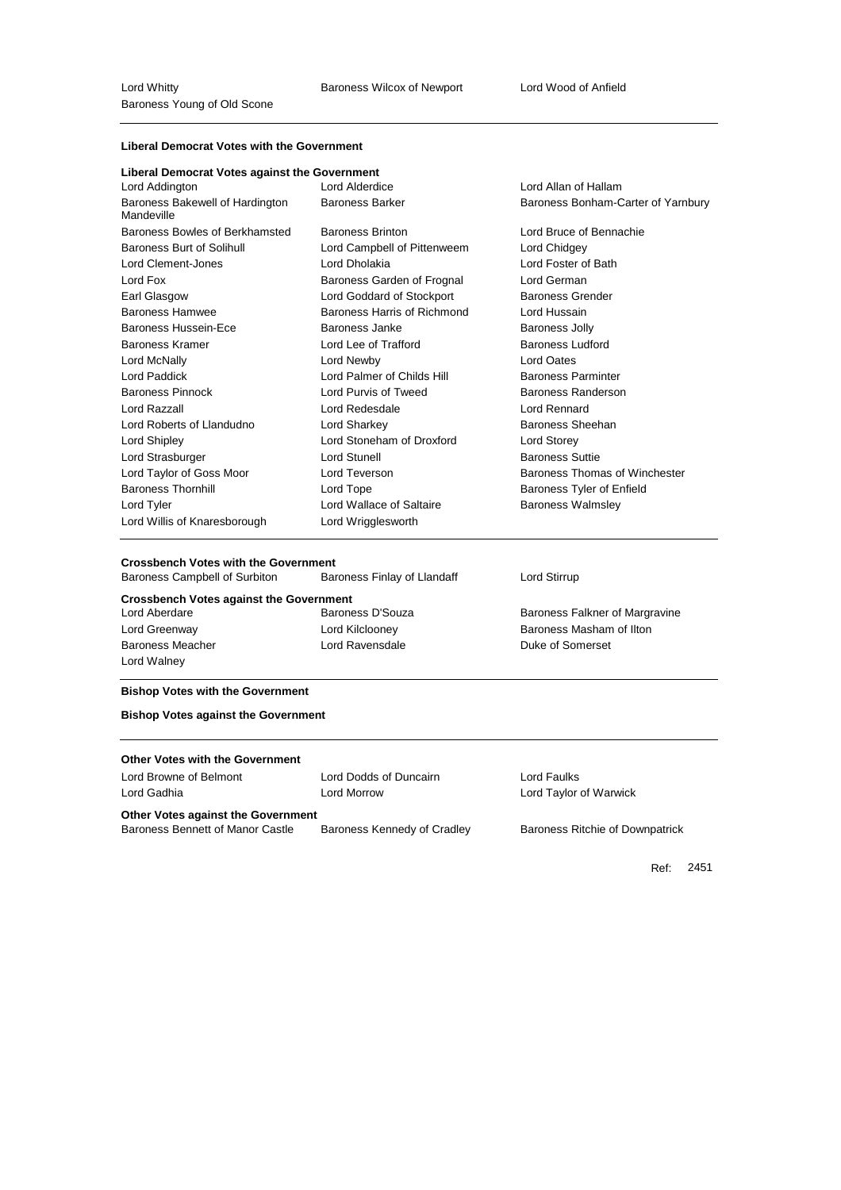Lord Whitty
Baroness Wilcox of Newport
Lord Wood of Anfield
Baroness Young of Old Scone

---

**Liberal Democrat Votes with the Government**

**Liberal Democrat Votes against the Government**

Lord Addington
Lord Alderdice
Lord Allan of Hallam
Baroness Bakewell of Hardington Mandeville
Baroness Barker
Baroness Bonham-Carter of Yarnbury
Baroness Bowles of Berkhamsted
Baroness Brinton
Lord Bruce of Bennachie
Baroness Burt of Solihull
Lord Campbell of Pittenweem
Lord Chidgey
Lord Clement-Jones
Lord Dholakia
Lord Foster of Bath
Lord Fox
Baroness Garden of Frognal
Lord German
Earl Glasgow
Lord Goddard of Stockport
Baroness Grender
Baroness Hamwee
Baroness Harris of Richmond
Lord Hussain
Baroness Hussein-Ece
Baroness Janke
Baroness Jolly
Baroness Kramer
Lord Lee of Trafford
Baroness Ludford
Lord McNally
Lord Newby
Lord Oates
Lord Paddick
Lord Palmer of Childs Hill
Baroness Parminter
Baroness Pinnock
Lord Purvis of Tweed
Baroness Randerson
Lord Razzall
Lord Redesdale
Lord Rennard
Lord Roberts of Llandudno
Lord Sharkey
Baroness Sheehan
Lord Shipley
Lord Stoneham of Droxford
Lord Storey
Lord Strasburger
Lord Stunell
Baroness Suttie
Lord Taylor of Goss Moor
Lord Teverson
Baroness Thomas of Winchester
Baroness Thornhill
Lord Tope
Baroness Tyler of Enfield
Lord Tyler
Lord Wallace of Saltaire
Baroness Walmsley
Lord Willis of Knaresborough
Lord Wrigglesworth

---

**Crossbench Votes with the Government**

Baroness Campbell of Surbiton
Baroness Finlay of Llandaff
Lord Stirrup

**Crossbench Votes against the Government**

Lord Aberdare
Baroness D'Souza
Baroness Falkner of Margravine
Lord Greenway
Lord Kilclooney
Baroness Masham of Ilton
Baroness Meacher
Lord Ravensdale
Duke of Somerset
Lord Walney

---

**Bishop Votes with the Government**

**Bishop Votes against the Government**

---

**Other Votes with the Government**

Lord Browne of Belmont
Lord Dodds of Duncairn
Lord Faulks
Lord Gadhia
Lord Morrow
Lord Taylor of Warwick

**Other Votes against the Government**

Baroness Bennett of Manor Castle
Baroness Kennedy of Cradley
Baroness Ritchie of Downpatrick

Ref: 2451